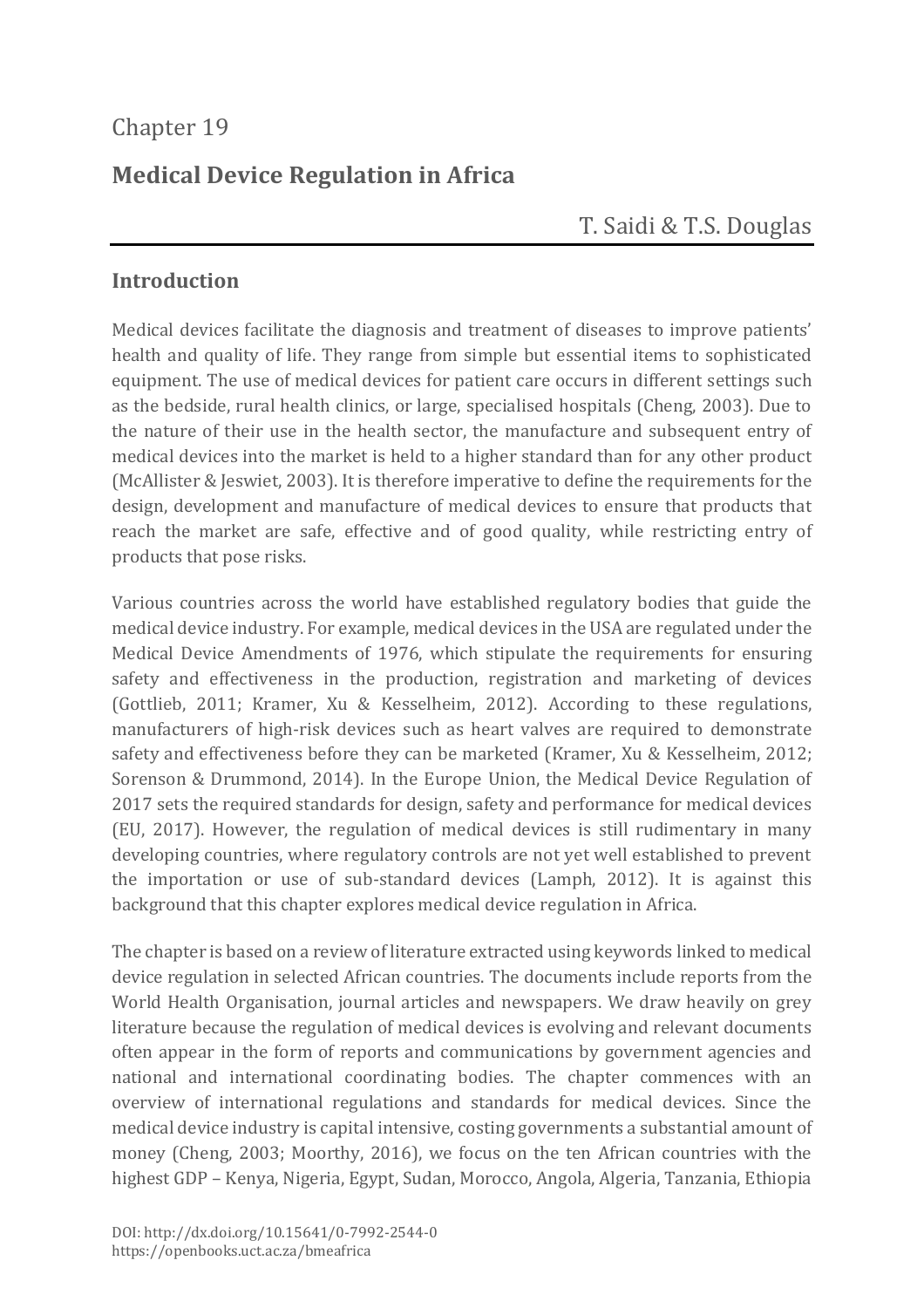Chapter 19

# Medical Device Regulation in Africa

T. Saidi & T.S. Douglas

## Introduction

Medical devices facilitate the diagnosis and treatment of diseases to improve patients' health and quality of life. They range from simple but essential items to sophisticated equipment. The use of medical devices for patient care occurs in different settings such as the bedside, rural health clinics, or large, specialised hospitals (Cheng, 2003). Due to the nature of their use in the health sector, the manufacture and subsequent entry of medical devices into the market is held to a higher standard than for any other product (McAllister & Jeswiet, 2003). It is therefore imperative to define the requirements for the design, development and manufacture of medical devices to ensure that products that reach the market are safe, effective and of good quality, while restricting entry of products that pose risks.

Various countries across the world have established regulatory bodies that guide the medical device industry. For example, medical devices in the USA are regulated under the Medical Device Amendments of 1976, which stipulate the requirements for ensuring safety and effectiveness in the production, registration and marketing of devices (Gottlieb, 2011; Kramer, Xu & Kesselheim, 2012). According to these regulations, manufacturers of high-risk devices such as heart valves are required to demonstrate safety and effectiveness before they can be marketed (Kramer, Xu & Kesselheim, 2012; Sorenson & Drummond, 2014). In the Europe Union, the Medical Device Regulation of 2017 sets the required standards for design, safety and performance for medical devices (EU, 2017). However, the regulation of medical devices is still rudimentary in many developing countries, where regulatory controls are not yet well established to prevent the importation or use of sub-standard devices (Lamph, 2012). It is against this background that this chapter explores medical device regulation in Africa.

The chapter is based on a review of literature extracted using keywords linked to medical device regulation in selected African countries. The documents include reports from the World Health Organisation, journal articles and newspapers. We draw heavily on grey literature because the regulation of medical devices is evolving and relevant documents often appear in the form of reports and communications by government agencies and national and international coordinating bodies. The chapter commences with an overview of international regulations and standards for medical devices. Since the medical device industry is capital intensive, costing governments a substantial amount of money (Cheng, 2003; Moorthy, 2016), we focus on the ten African countries with the highest GDP – Kenya, Nigeria, Egypt, Sudan, Morocco, Angola, Algeria, Tanzania, Ethiopia

DOI: http://dx.doi.org/10.15641/0-7992-2544-0
https://openbooks.uct.ac.za/bmeafrica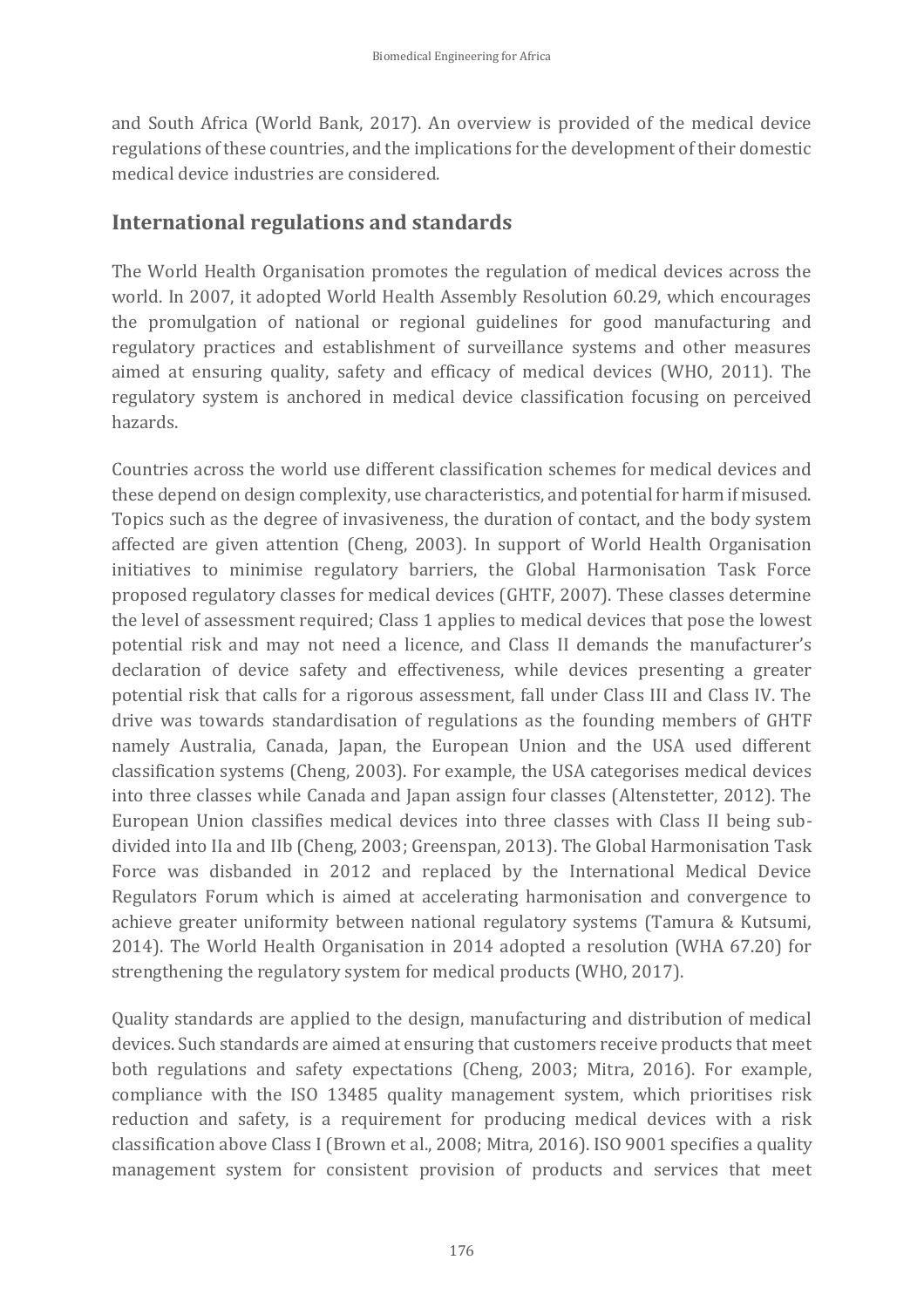and South Africa (World Bank, 2017). An overview is provided of the medical device regulations of these countries, and the implications for the development of their domestic medical device industries are considered.

## International regulations and standards

The World Health Organisation promotes the regulation of medical devices across the world. In 2007, it adopted World Health Assembly Resolution 60.29, which encourages the promulgation of national or regional guidelines for good manufacturing and regulatory practices and establishment of surveillance systems and other measures aimed at ensuring quality, safety and efficacy of medical devices (WHO, 2011). The regulatory system is anchored in medical device classification focusing on perceived hazards.

Countries across the world use different classification schemes for medical devices and these depend on design complexity, use characteristics, and potential for harm if misused. Topics such as the degree of invasiveness, the duration of contact, and the body system affected are given attention (Cheng, 2003). In support of World Health Organisation initiatives to minimise regulatory barriers, the Global Harmonisation Task Force proposed regulatory classes for medical devices (GHTF, 2007). These classes determine the level of assessment required; Class 1 applies to medical devices that pose the lowest potential risk and may not need a licence, and Class II demands the manufacturer's declaration of device safety and effectiveness, while devices presenting a greater potential risk that calls for a rigorous assessment, fall under Class III and Class IV. The drive was towards standardisation of regulations as the founding members of GHTF namely Australia, Canada, Japan, the European Union and the USA used different classification systems (Cheng, 2003). For example, the USA categorises medical devices into three classes while Canada and Japan assign four classes (Altenstetter, 2012). The European Union classifies medical devices into three classes with Class II being sub-divided into IIa and IIb (Cheng, 2003; Greenspan, 2013). The Global Harmonisation Task Force was disbanded in 2012 and replaced by the International Medical Device Regulators Forum which is aimed at accelerating harmonisation and convergence to achieve greater uniformity between national regulatory systems (Tamura & Kutsumi, 2014). The World Health Organisation in 2014 adopted a resolution (WHA 67.20) for strengthening the regulatory system for medical products (WHO, 2017).

Quality standards are applied to the design, manufacturing and distribution of medical devices. Such standards are aimed at ensuring that customers receive products that meet both regulations and safety expectations (Cheng, 2003; Mitra, 2016). For example, compliance with the ISO 13485 quality management system, which prioritises risk reduction and safety, is a requirement for producing medical devices with a risk classification above Class I (Brown et al., 2008; Mitra, 2016). ISO 9001 specifies a quality management system for consistent provision of products and services that meet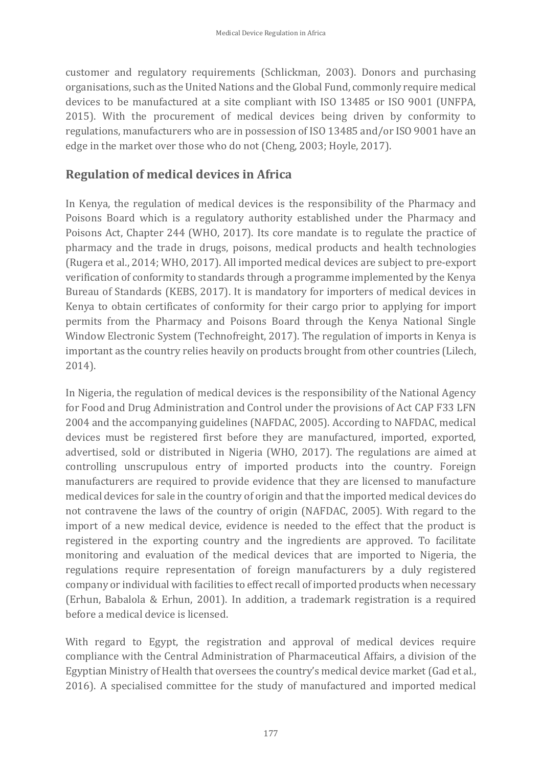customer and regulatory requirements (Schlickman, 2003). Donors and purchasing organisations, such as the United Nations and the Global Fund, commonly require medical devices to be manufactured at a site compliant with ISO 13485 or ISO 9001 (UNFPA, 2015). With the procurement of medical devices being driven by conformity to regulations, manufacturers who are in possession of ISO 13485 and/or ISO 9001 have an edge in the market over those who do not (Cheng, 2003; Hoyle, 2017).

## Regulation of medical devices in Africa

In Kenya, the regulation of medical devices is the responsibility of the Pharmacy and Poisons Board which is a regulatory authority established under the Pharmacy and Poisons Act, Chapter 244 (WHO, 2017). Its core mandate is to regulate the practice of pharmacy and the trade in drugs, poisons, medical products and health technologies (Rugera et al., 2014; WHO, 2017). All imported medical devices are subject to pre-export verification of conformity to standards through a programme implemented by the Kenya Bureau of Standards (KEBS, 2017). It is mandatory for importers of medical devices in Kenya to obtain certificates of conformity for their cargo prior to applying for import permits from the Pharmacy and Poisons Board through the Kenya National Single Window Electronic System (Technofreight, 2017). The regulation of imports in Kenya is important as the country relies heavily on products brought from other countries (Lilech, 2014).

In Nigeria, the regulation of medical devices is the responsibility of the National Agency for Food and Drug Administration and Control under the provisions of Act CAP F33 LFN 2004 and the accompanying guidelines (NAFDAC, 2005). According to NAFDAC, medical devices must be registered first before they are manufactured, imported, exported, advertised, sold or distributed in Nigeria (WHO, 2017). The regulations are aimed at controlling unscrupulous entry of imported products into the country. Foreign manufacturers are required to provide evidence that they are licensed to manufacture medical devices for sale in the country of origin and that the imported medical devices do not contravene the laws of the country of origin (NAFDAC, 2005). With regard to the import of a new medical device, evidence is needed to the effect that the product is registered in the exporting country and the ingredients are approved. To facilitate monitoring and evaluation of the medical devices that are imported to Nigeria, the regulations require representation of foreign manufacturers by a duly registered company or individual with facilities to effect recall of imported products when necessary (Erhun, Babalola & Erhun, 2001). In addition, a trademark registration is a required before a medical device is licensed.

With regard to Egypt, the registration and approval of medical devices require compliance with the Central Administration of Pharmaceutical Affairs, a division of the Egyptian Ministry of Health that oversees the country's medical device market (Gad et al., 2016). A specialised committee for the study of manufactured and imported medical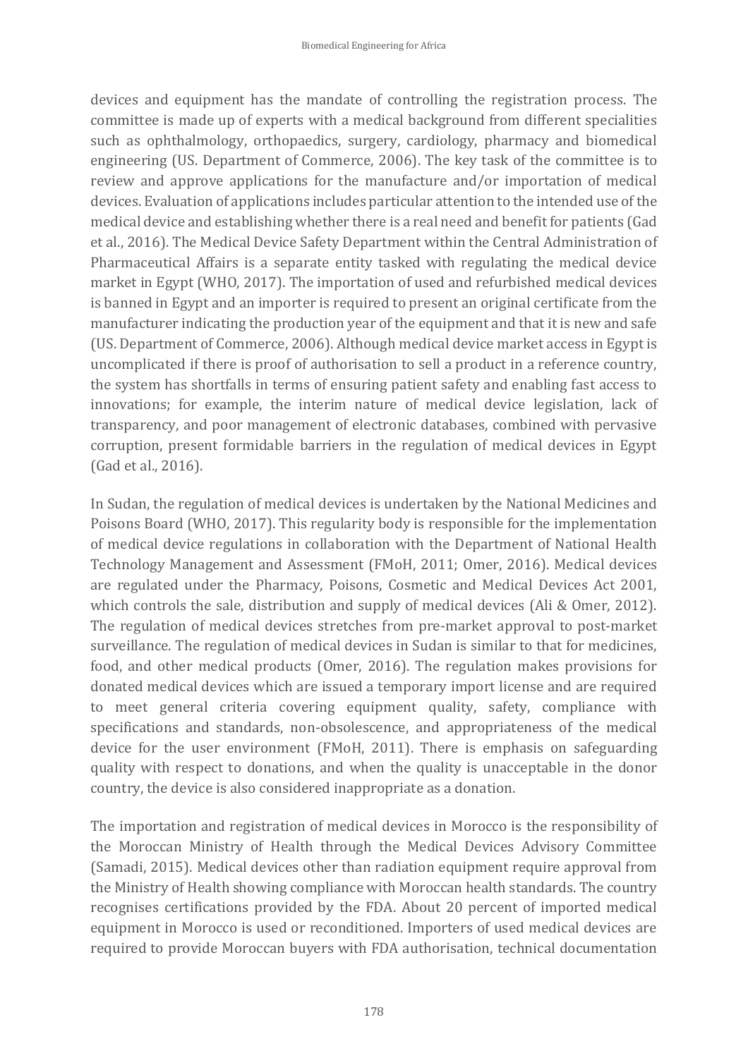devices and equipment has the mandate of controlling the registration process. The committee is made up of experts with a medical background from different specialities such as ophthalmology, orthopaedics, surgery, cardiology, pharmacy and biomedical engineering (US. Department of Commerce, 2006). The key task of the committee is to review and approve applications for the manufacture and/or importation of medical devices. Evaluation of applications includes particular attention to the intended use of the medical device and establishing whether there is a real need and benefit for patients (Gad et al., 2016). The Medical Device Safety Department within the Central Administration of Pharmaceutical Affairs is a separate entity tasked with regulating the medical device market in Egypt (WHO, 2017). The importation of used and refurbished medical devices is banned in Egypt and an importer is required to present an original certificate from the manufacturer indicating the production year of the equipment and that it is new and safe (US. Department of Commerce, 2006). Although medical device market access in Egypt is uncomplicated if there is proof of authorisation to sell a product in a reference country, the system has shortfalls in terms of ensuring patient safety and enabling fast access to innovations; for example, the interim nature of medical device legislation, lack of transparency, and poor management of electronic databases, combined with pervasive corruption, present formidable barriers in the regulation of medical devices in Egypt (Gad et al., 2016).

In Sudan, the regulation of medical devices is undertaken by the National Medicines and Poisons Board (WHO, 2017). This regularity body is responsible for the implementation of medical device regulations in collaboration with the Department of National Health Technology Management and Assessment (FMoH, 2011; Omer, 2016). Medical devices are regulated under the Pharmacy, Poisons, Cosmetic and Medical Devices Act 2001, which controls the sale, distribution and supply of medical devices (Ali & Omer, 2012). The regulation of medical devices stretches from pre-market approval to post-market surveillance. The regulation of medical devices in Sudan is similar to that for medicines, food, and other medical products (Omer, 2016). The regulation makes provisions for donated medical devices which are issued a temporary import license and are required to meet general criteria covering equipment quality, safety, compliance with specifications and standards, non-obsolescence, and appropriateness of the medical device for the user environment (FMoH, 2011). There is emphasis on safeguarding quality with respect to donations, and when the quality is unacceptable in the donor country, the device is also considered inappropriate as a donation.

The importation and registration of medical devices in Morocco is the responsibility of the Moroccan Ministry of Health through the Medical Devices Advisory Committee (Samadi, 2015). Medical devices other than radiation equipment require approval from the Ministry of Health showing compliance with Moroccan health standards. The country recognises certifications provided by the FDA. About 20 percent of imported medical equipment in Morocco is used or reconditioned. Importers of used medical devices are required to provide Moroccan buyers with FDA authorisation, technical documentation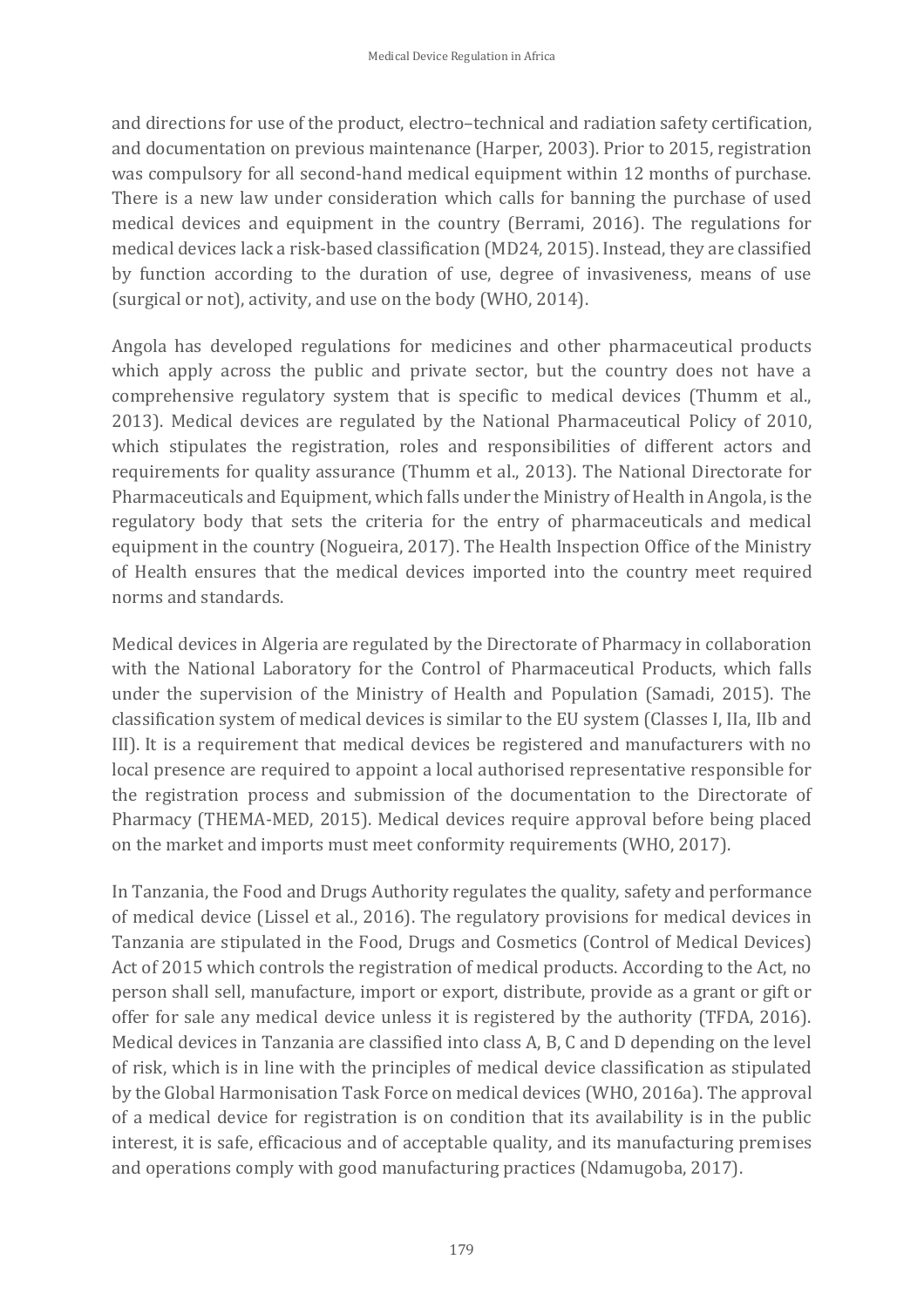and directions for use of the product, electro–technical and radiation safety certification, and documentation on previous maintenance (Harper, 2003). Prior to 2015, registration was compulsory for all second-hand medical equipment within 12 months of purchase. There is a new law under consideration which calls for banning the purchase of used medical devices and equipment in the country (Berrami, 2016). The regulations for medical devices lack a risk-based classification (MD24, 2015). Instead, they are classified by function according to the duration of use, degree of invasiveness, means of use (surgical or not), activity, and use on the body (WHO, 2014).

Angola has developed regulations for medicines and other pharmaceutical products which apply across the public and private sector, but the country does not have a comprehensive regulatory system that is specific to medical devices (Thumm et al., 2013). Medical devices are regulated by the National Pharmaceutical Policy of 2010, which stipulates the registration, roles and responsibilities of different actors and requirements for quality assurance (Thumm et al., 2013). The National Directorate for Pharmaceuticals and Equipment, which falls under the Ministry of Health in Angola, is the regulatory body that sets the criteria for the entry of pharmaceuticals and medical equipment in the country (Nogueira, 2017). The Health Inspection Office of the Ministry of Health ensures that the medical devices imported into the country meet required norms and standards.

Medical devices in Algeria are regulated by the Directorate of Pharmacy in collaboration with the National Laboratory for the Control of Pharmaceutical Products, which falls under the supervision of the Ministry of Health and Population (Samadi, 2015). The classification system of medical devices is similar to the EU system (Classes I, IIa, IIb and III). It is a requirement that medical devices be registered and manufacturers with no local presence are required to appoint a local authorised representative responsible for the registration process and submission of the documentation to the Directorate of Pharmacy (THEMA-MED, 2015). Medical devices require approval before being placed on the market and imports must meet conformity requirements (WHO, 2017).

In Tanzania, the Food and Drugs Authority regulates the quality, safety and performance of medical device (Lissel et al., 2016). The regulatory provisions for medical devices in Tanzania are stipulated in the Food, Drugs and Cosmetics (Control of Medical Devices) Act of 2015 which controls the registration of medical products. According to the Act, no person shall sell, manufacture, import or export, distribute, provide as a grant or gift or offer for sale any medical device unless it is registered by the authority (TFDA, 2016). Medical devices in Tanzania are classified into class A, B, C and D depending on the level of risk, which is in line with the principles of medical device classification as stipulated by the Global Harmonisation Task Force on medical devices (WHO, 2016a). The approval of a medical device for registration is on condition that its availability is in the public interest, it is safe, efficacious and of acceptable quality, and its manufacturing premises and operations comply with good manufacturing practices (Ndamugoba, 2017).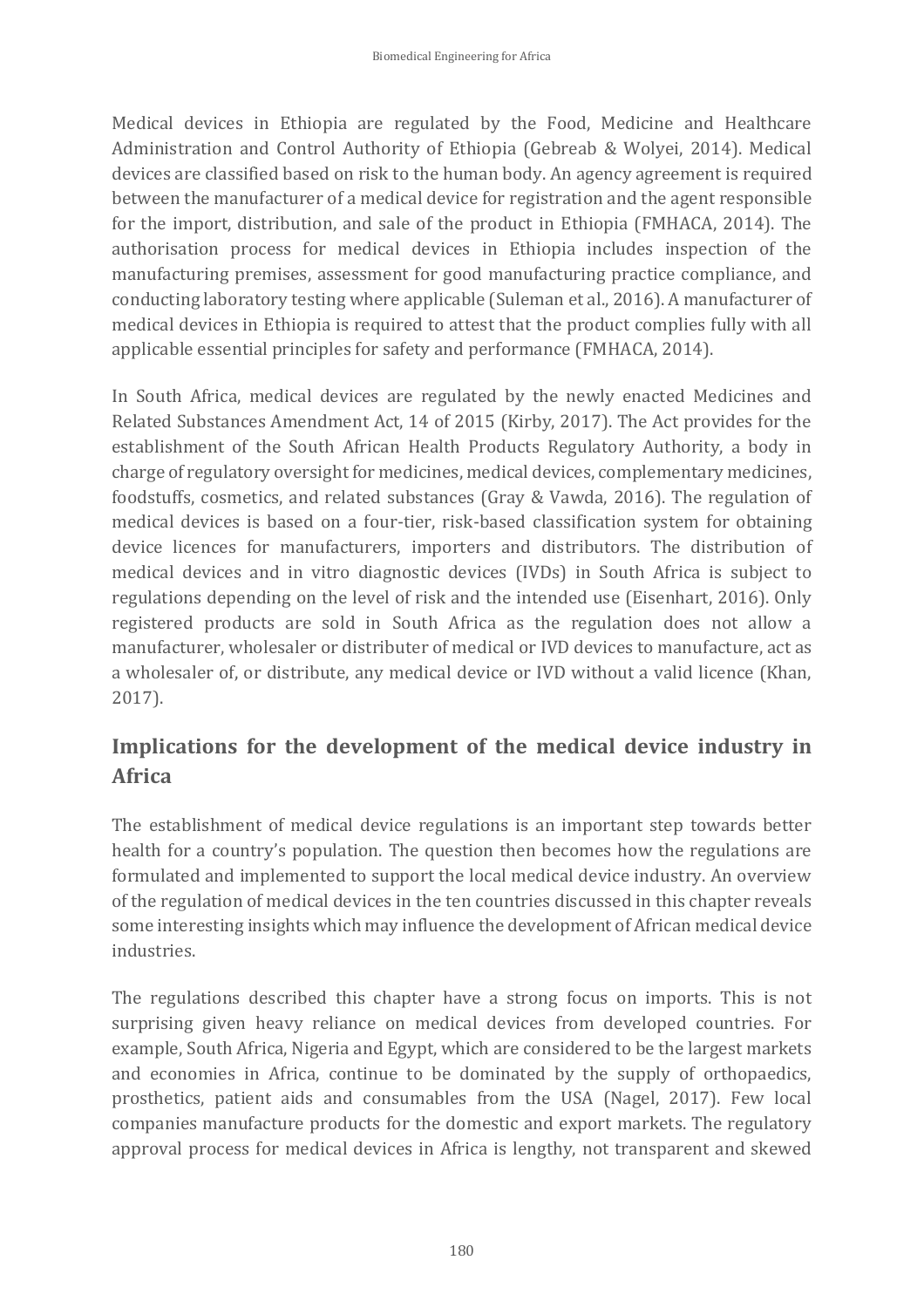Medical devices in Ethiopia are regulated by the Food, Medicine and Healthcare Administration and Control Authority of Ethiopia (Gebreab & Wolyei, 2014). Medical devices are classified based on risk to the human body. An agency agreement is required between the manufacturer of a medical device for registration and the agent responsible for the import, distribution, and sale of the product in Ethiopia (FMHACA, 2014). The authorisation process for medical devices in Ethiopia includes inspection of the manufacturing premises, assessment for good manufacturing practice compliance, and conducting laboratory testing where applicable (Suleman et al., 2016). A manufacturer of medical devices in Ethiopia is required to attest that the product complies fully with all applicable essential principles for safety and performance (FMHACA, 2014).

In South Africa, medical devices are regulated by the newly enacted Medicines and Related Substances Amendment Act, 14 of 2015 (Kirby, 2017). The Act provides for the establishment of the South African Health Products Regulatory Authority, a body in charge of regulatory oversight for medicines, medical devices, complementary medicines, foodstuffs, cosmetics, and related substances (Gray & Vawda, 2016). The regulation of medical devices is based on a four-tier, risk-based classification system for obtaining device licences for manufacturers, importers and distributors. The distribution of medical devices and in vitro diagnostic devices (IVDs) in South Africa is subject to regulations depending on the level of risk and the intended use (Eisenhart, 2016). Only registered products are sold in South Africa as the regulation does not allow a manufacturer, wholesaler or distributer of medical or IVD devices to manufacture, act as a wholesaler of, or distribute, any medical device or IVD without a valid licence (Khan, 2017).

## Implications for the development of the medical device industry in Africa

The establishment of medical device regulations is an important step towards better health for a country's population. The question then becomes how the regulations are formulated and implemented to support the local medical device industry. An overview of the regulation of medical devices in the ten countries discussed in this chapter reveals some interesting insights which may influence the development of African medical device industries.

The regulations described this chapter have a strong focus on imports. This is not surprising given heavy reliance on medical devices from developed countries. For example, South Africa, Nigeria and Egypt, which are considered to be the largest markets and economies in Africa, continue to be dominated by the supply of orthopaedics, prosthetics, patient aids and consumables from the USA (Nagel, 2017). Few local companies manufacture products for the domestic and export markets. The regulatory approval process for medical devices in Africa is lengthy, not transparent and skewed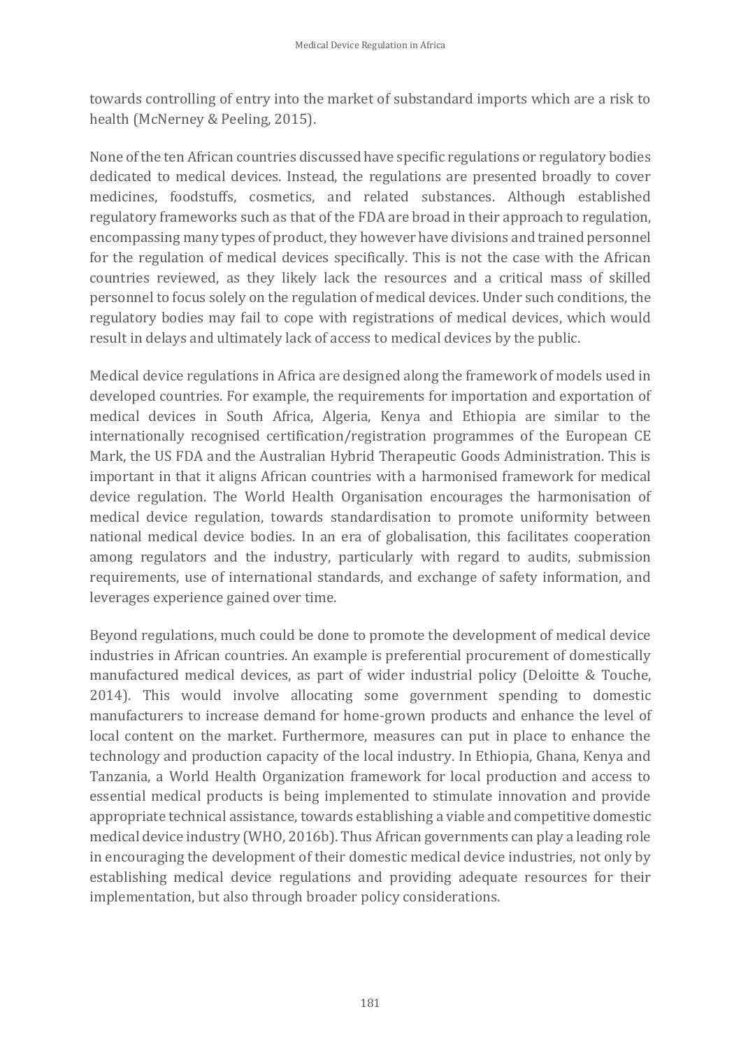towards controlling of entry into the market of substandard imports which are a risk to health (McNerney & Peeling, 2015).

None of the ten African countries discussed have specific regulations or regulatory bodies dedicated to medical devices. Instead, the regulations are presented broadly to cover medicines, foodstuffs, cosmetics, and related substances. Although established regulatory frameworks such as that of the FDA are broad in their approach to regulation, encompassing many types of product, they however have divisions and trained personnel for the regulation of medical devices specifically. This is not the case with the African countries reviewed, as they likely lack the resources and a critical mass of skilled personnel to focus solely on the regulation of medical devices. Under such conditions, the regulatory bodies may fail to cope with registrations of medical devices, which would result in delays and ultimately lack of access to medical devices by the public.

Medical device regulations in Africa are designed along the framework of models used in developed countries. For example, the requirements for importation and exportation of medical devices in South Africa, Algeria, Kenya and Ethiopia are similar to the internationally recognised certification/registration programmes of the European CE Mark, the US FDA and the Australian Hybrid Therapeutic Goods Administration. This is important in that it aligns African countries with a harmonised framework for medical device regulation. The World Health Organisation encourages the harmonisation of medical device regulation, towards standardisation to promote uniformity between national medical device bodies. In an era of globalisation, this facilitates cooperation among regulators and the industry, particularly with regard to audits, submission requirements, use of international standards, and exchange of safety information, and leverages experience gained over time.

Beyond regulations, much could be done to promote the development of medical device industries in African countries. An example is preferential procurement of domestically manufactured medical devices, as part of wider industrial policy (Deloitte & Touche, 2014). This would involve allocating some government spending to domestic manufacturers to increase demand for home-grown products and enhance the level of local content on the market. Furthermore, measures can put in place to enhance the technology and production capacity of the local industry. In Ethiopia, Ghana, Kenya and Tanzania, a World Health Organization framework for local production and access to essential medical products is being implemented to stimulate innovation and provide appropriate technical assistance, towards establishing a viable and competitive domestic medical device industry (WHO, 2016b). Thus African governments can play a leading role in encouraging the development of their domestic medical device industries, not only by establishing medical device regulations and providing adequate resources for their implementation, but also through broader policy considerations.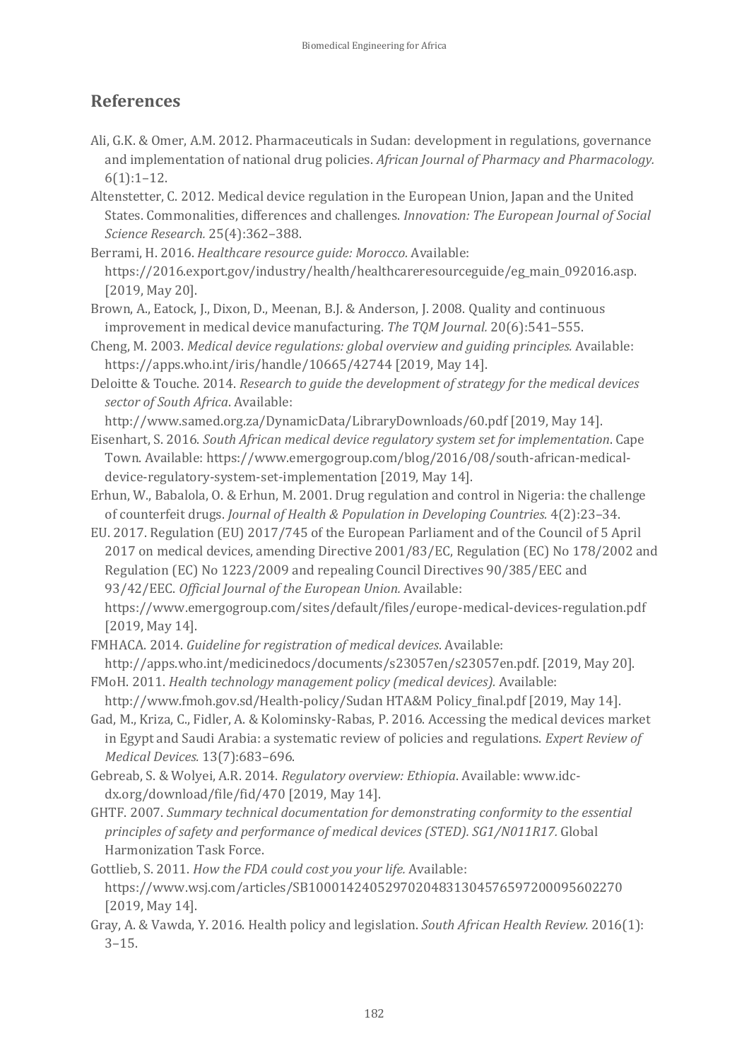## References

Ali, G.K. & Omer, A.M. 2012. Pharmaceuticals in Sudan: development in regulations, governance and implementation of national drug policies. *African Journal of Pharmacy and Pharmacology.* 6(1):1–12.

Altenstetter, C. 2012. Medical device regulation in the European Union, Japan and the United States. Commonalities, differences and challenges. *Innovation: The European Journal of Social Science Research.* 25(4):362–388.

Berrami, H. 2016. *Healthcare resource guide: Morocco*. Available: https://2016.export.gov/industry/health/healthcareresourceguide/eg_main_092016.asp. [2019, May 20].

Brown, A., Eatock, J., Dixon, D., Meenan, B.J. & Anderson, J. 2008. Quality and continuous improvement in medical device manufacturing. *The TQM Journal.* 20(6):541–555.

Cheng, M. 2003. *Medical device regulations: global overview and guiding principles.* Available: https://apps.who.int/iris/handle/10665/42744 [2019, May 14].

Deloitte & Touche. 2014. *Research to guide the development of strategy for the medical devices sector of South Africa*. Available: http://www.samed.org.za/DynamicData/LibraryDownloads/60.pdf [2019, May 14].

Eisenhart, S. 2016. *South African medical device regulatory system set for implementation*. Cape Town. Available: https://www.emergogroup.com/blog/2016/08/south-african-medical-device-regulatory-system-set-implementation [2019, May 14].

Erhun, W., Babalola, O. & Erhun, M. 2001. Drug regulation and control in Nigeria: the challenge of counterfeit drugs. *Journal of Health & Population in Developing Countries.* 4(2):23–34.

EU. 2017. Regulation (EU) 2017/745 of the European Parliament and of the Council of 5 April 2017 on medical devices, amending Directive 2001/83/EC, Regulation (EC) No 178/2002 and Regulation (EC) No 1223/2009 and repealing Council Directives 90/385/EEC and 93/42/EEC. *Official Journal of the European Union.* Available: https://www.emergogroup.com/sites/default/files/europe-medical-devices-regulation.pdf [2019, May 14].

FMHACA. 2014. *Guideline for registration of medical devices*. Available: http://apps.who.int/medicinedocs/documents/s23057en/s23057en.pdf. [2019, May 20].

FMoH. 2011. *Health technology management policy (medical devices).* Available: http://www.fmoh.gov.sd/Health-policy/Sudan HTA&M Policy_final.pdf [2019, May 14].

Gad, M., Kriza, C., Fidler, A. & Kolominsky-Rabas, P. 2016. Accessing the medical devices market in Egypt and Saudi Arabia: a systematic review of policies and regulations. *Expert Review of Medical Devices.* 13(7):683–696.

Gebreab, S. & Wolyei, A.R. 2014. *Regulatory overview: Ethiopia*. Available: www.idc-dx.org/download/file/fid/470 [2019, May 14].

GHTF. 2007. *Summary technical documentation for demonstrating conformity to the essential principles of safety and performance of medical devices (STED). SG1/N011R17.* Global Harmonization Task Force.

Gottlieb, S. 2011. *How the FDA could cost you your life.* Available: https://www.wsj.com/articles/SB10001424052970204831304576597200095602270 [2019, May 14].

Gray, A. & Vawda, Y. 2016. Health policy and legislation. *South African Health Review.* 2016(1): 3–15.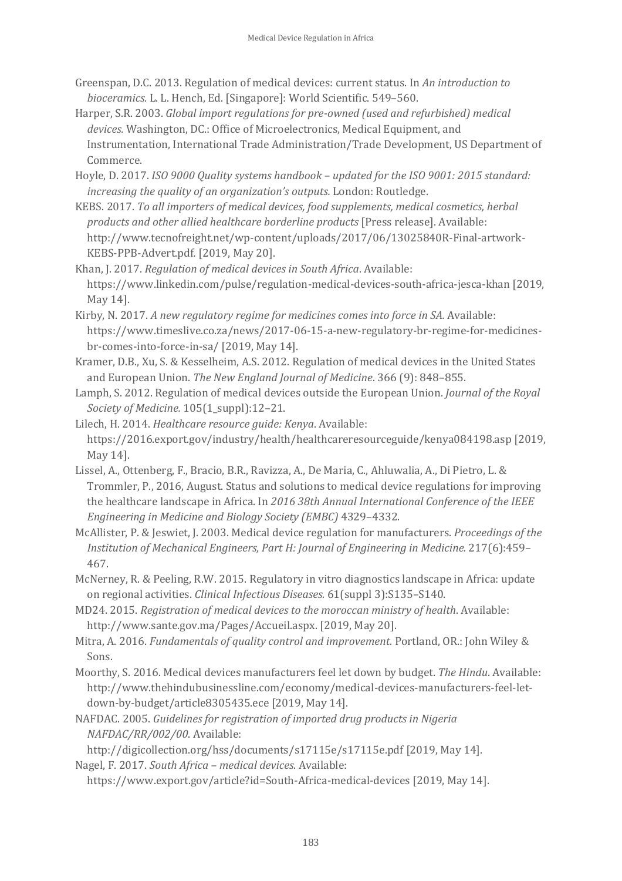Greenspan, D.C. 2013. Regulation of medical devices: current status. In *An introduction to bioceramics.* L. L. Hench, Ed. [Singapore]: World Scientific. 549–560.

Harper, S.R. 2003. *Global import regulations for pre-owned (used and refurbished) medical devices.* Washington, DC.: Office of Microelectronics, Medical Equipment, and Instrumentation, International Trade Administration/Trade Development, US Department of Commerce.

Hoyle, D. 2017. *ISO 9000 Quality systems handbook – updated for the ISO 9001: 2015 standard: increasing the quality of an organization's outputs.* London: Routledge.

KEBS. 2017. *To all importers of medical devices, food supplements, medical cosmetics, herbal products and other allied healthcare borderline products* [Press release]. Available: http://www.tecnofreight.net/wp-content/uploads/2017/06/13025840R-Final-artwork-KEBS-PPB-Advert.pdf. [2019, May 20].

Khan, J. 2017. *Regulation of medical devices in South Africa*. Available: https://www.linkedin.com/pulse/regulation-medical-devices-south-africa-jesca-khan [2019, May 14].

Kirby, N. 2017. *A new regulatory regime for medicines comes into force in SA.* Available: https://www.timeslive.co.za/news/2017-06-15-a-new-regulatory-br-regime-for-medicines-br-comes-into-force-in-sa/ [2019, May 14].

Kramer, D.B., Xu, S. & Kesselheim, A.S. 2012. Regulation of medical devices in the United States and European Union. *The New England Journal of Medicine*. 366 (9): 848–855.

Lamph, S. 2012. Regulation of medical devices outside the European Union. *Journal of the Royal Society of Medicine.* 105(1_suppl):12–21.

Lilech, H. 2014. *Healthcare resource guide: Kenya*. Available: https://2016.export.gov/industry/health/healthcareresourceguide/kenya084198.asp [2019, May 14].

Lissel, A., Ottenberg, F., Bracio, B.R., Ravizza, A., De Maria, C., Ahluwalia, A., Di Pietro, L. & Trommler, P., 2016, August. Status and solutions to medical device regulations for improving the healthcare landscape in Africa. In *2016 38th Annual International Conference of the IEEE Engineering in Medicine and Biology Society (EMBC)* 4329–4332.

McAllister, P. & Jeswiet, J. 2003. Medical device regulation for manufacturers. *Proceedings of the Institution of Mechanical Engineers, Part H: Journal of Engineering in Medicine.* 217(6):459–467.

McNerney, R. & Peeling, R.W. 2015. Regulatory in vitro diagnostics landscape in Africa: update on regional activities. *Clinical Infectious Diseases.* 61(suppl 3):S135–S140.

MD24. 2015. *Registration of medical devices to the moroccan ministry of health*. Available: http://www.sante.gov.ma/Pages/Accueil.aspx. [2019, May 20].

Mitra, A. 2016. *Fundamentals of quality control and improvement.* Portland, OR.: John Wiley & Sons.

Moorthy, S. 2016. Medical devices manufacturers feel let down by budget. *The Hindu*. Available: http://www.thehindubusinessline.com/economy/medical-devices-manufacturers-feel-let-down-by-budget/article8305435.ece [2019, May 14].

NAFDAC. 2005. *Guidelines for registration of imported drug products in Nigeria NAFDAC/RR/002/00*. Available: http://digicollection.org/hss/documents/s17115e/s17115e.pdf [2019, May 14].

Nagel, F. 2017. *South Africa – medical devices*. Available: https://www.export.gov/article?id=South-Africa-medical-devices [2019, May 14].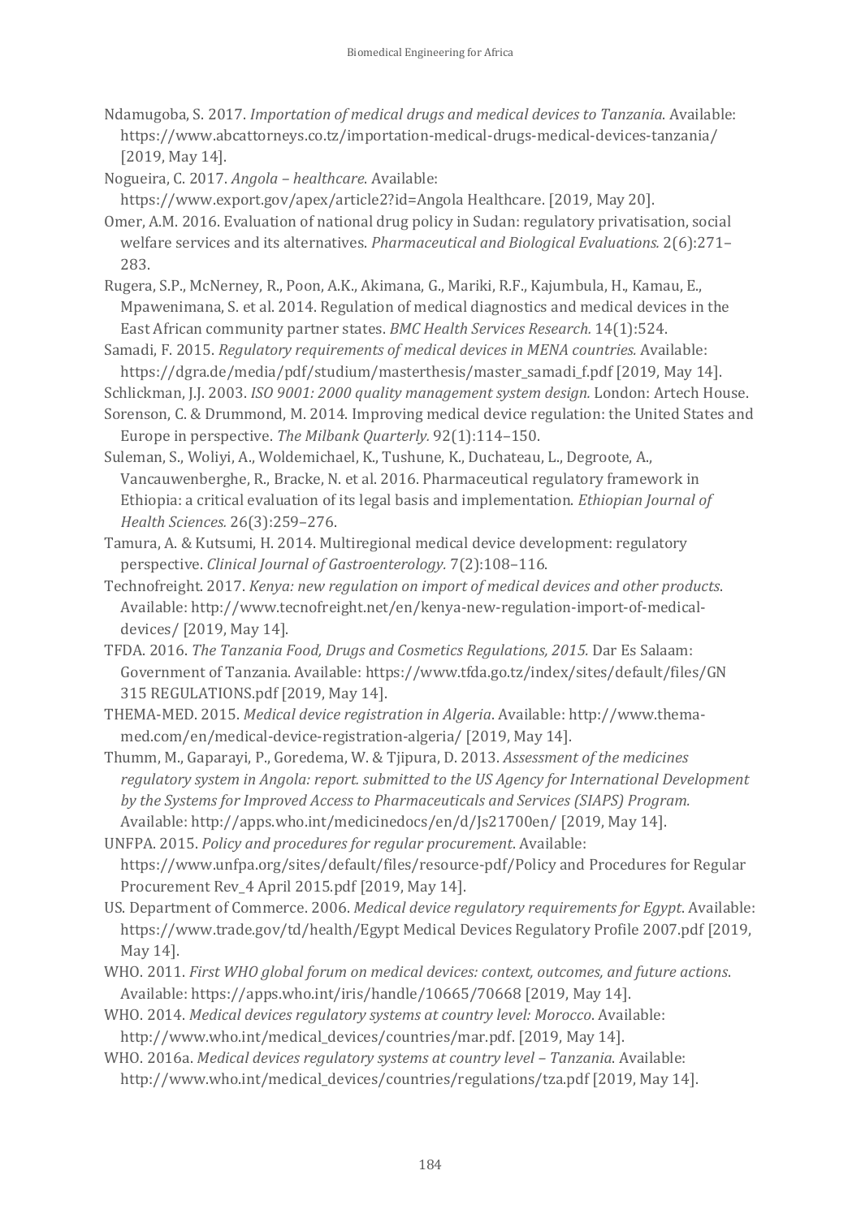Ndamugoba, S. 2017. *Importation of medical drugs and medical devices to Tanzania*. Available: https://www.abcattorneys.co.tz/importation-medical-drugs-medical-devices-tanzania/ [2019, May 14].

Nogueira, C. 2017. *Angola – healthcare*. Available: https://www.export.gov/apex/article2?id=Angola Healthcare. [2019, May 20].

Omer, A.M. 2016. Evaluation of national drug policy in Sudan: regulatory privatisation, social welfare services and its alternatives. *Pharmaceutical and Biological Evaluations.* 2(6):271–283.

Rugera, S.P., McNerney, R., Poon, A.K., Akimana, G., Mariki, R.F., Kajumbula, H., Kamau, E., Mpawenimana, S. et al. 2014. Regulation of medical diagnostics and medical devices in the East African community partner states. *BMC Health Services Research.* 14(1):524.

Samadi, F. 2015. *Regulatory requirements of medical devices in MENA countries.* Available: https://dgra.de/media/pdf/studium/masterthesis/master_samadi_f.pdf [2019, May 14].

Schlickman, J.J. 2003. *ISO 9001: 2000 quality management system design.* London: Artech House.

Sorenson, C. & Drummond, M. 2014. Improving medical device regulation: the United States and Europe in perspective. *The Milbank Quarterly.* 92(1):114–150.

Suleman, S., Woliyi, A., Woldemichael, K., Tushune, K., Duchateau, L., Degroote, A., Vancauwenberghe, R., Bracke, N. et al. 2016. Pharmaceutical regulatory framework in Ethiopia: a critical evaluation of its legal basis and implementation. *Ethiopian Journal of Health Sciences.* 26(3):259–276.

Tamura, A. & Kutsumi, H. 2014. Multiregional medical device development: regulatory perspective. *Clinical Journal of Gastroenterology.* 7(2):108–116.

Technofreight. 2017. *Kenya: new regulation on import of medical devices and other products*. Available: http://www.tecnofreight.net/en/kenya-new-regulation-import-of-medical-devices/ [2019, May 14].

TFDA. 2016. *The Tanzania Food, Drugs and Cosmetics Regulations, 2015.* Dar Es Salaam: Government of Tanzania. Available: https://www.tfda.go.tz/index/sites/default/files/GN 315 REGULATIONS.pdf [2019, May 14].

THEMA-MED. 2015. *Medical device registration in Algeria*. Available: http://www.thema-med.com/en/medical-device-registration-algeria/ [2019, May 14].

Thumm, M., Gaparayi, P., Goredema, W. & Tjipura, D. 2013. *Assessment of the medicines regulatory system in Angola: report. submitted to the US Agency for International Development by the Systems for Improved Access to Pharmaceuticals and Services (SIAPS) Program.* Available: http://apps.who.int/medicinedocs/en/d/Js21700en/ [2019, May 14].

UNFPA. 2015. *Policy and procedures for regular procurement*. Available: https://www.unfpa.org/sites/default/files/resource-pdf/Policy and Procedures for Regular Procurement Rev_4 April 2015.pdf [2019, May 14].

US. Department of Commerce. 2006. *Medical device regulatory requirements for Egypt*. Available: https://www.trade.gov/td/health/Egypt Medical Devices Regulatory Profile 2007.pdf [2019, May 14].

WHO. 2011. *First WHO global forum on medical devices: context, outcomes, and future actions.* Available: https://apps.who.int/iris/handle/10665/70668 [2019, May 14].

WHO. 2014. *Medical devices regulatory systems at country level: Morocco*. Available: http://www.who.int/medical_devices/countries/mar.pdf. [2019, May 14].

WHO. 2016a. *Medical devices regulatory systems at country level – Tanzania*. Available: http://www.who.int/medical_devices/countries/regulations/tza.pdf [2019, May 14].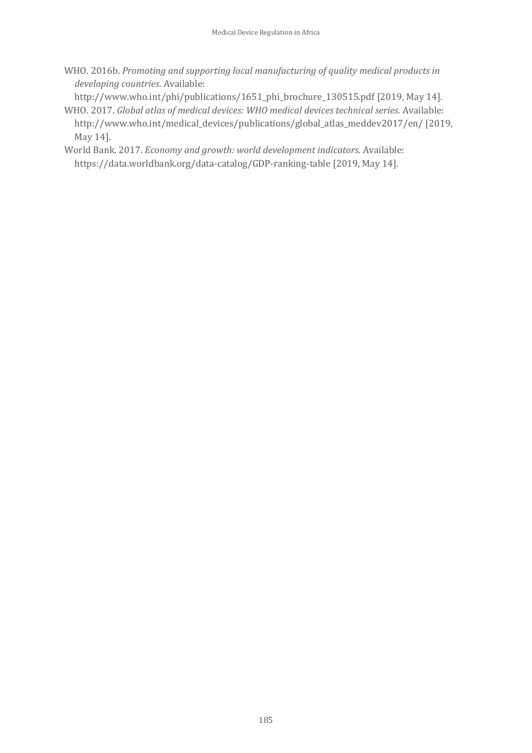WHO. 2016b. *Promoting and supporting local manufacturing of quality medical products in developing countries*. Available: http://www.who.int/phi/publications/1651_phi_brochure_130515.pdf [2019, May 14].

WHO. 2017. *Global atlas of medical devices: WHO medical devices technical series*. Available: http://www.who.int/medical_devices/publications/global_atlas_meddev2017/en/ [2019, May 14].

World Bank. 2017. *Economy and growth: world development indicators*. Available: https://data.worldbank.org/data-catalog/GDP-ranking-table [2019, May 14].